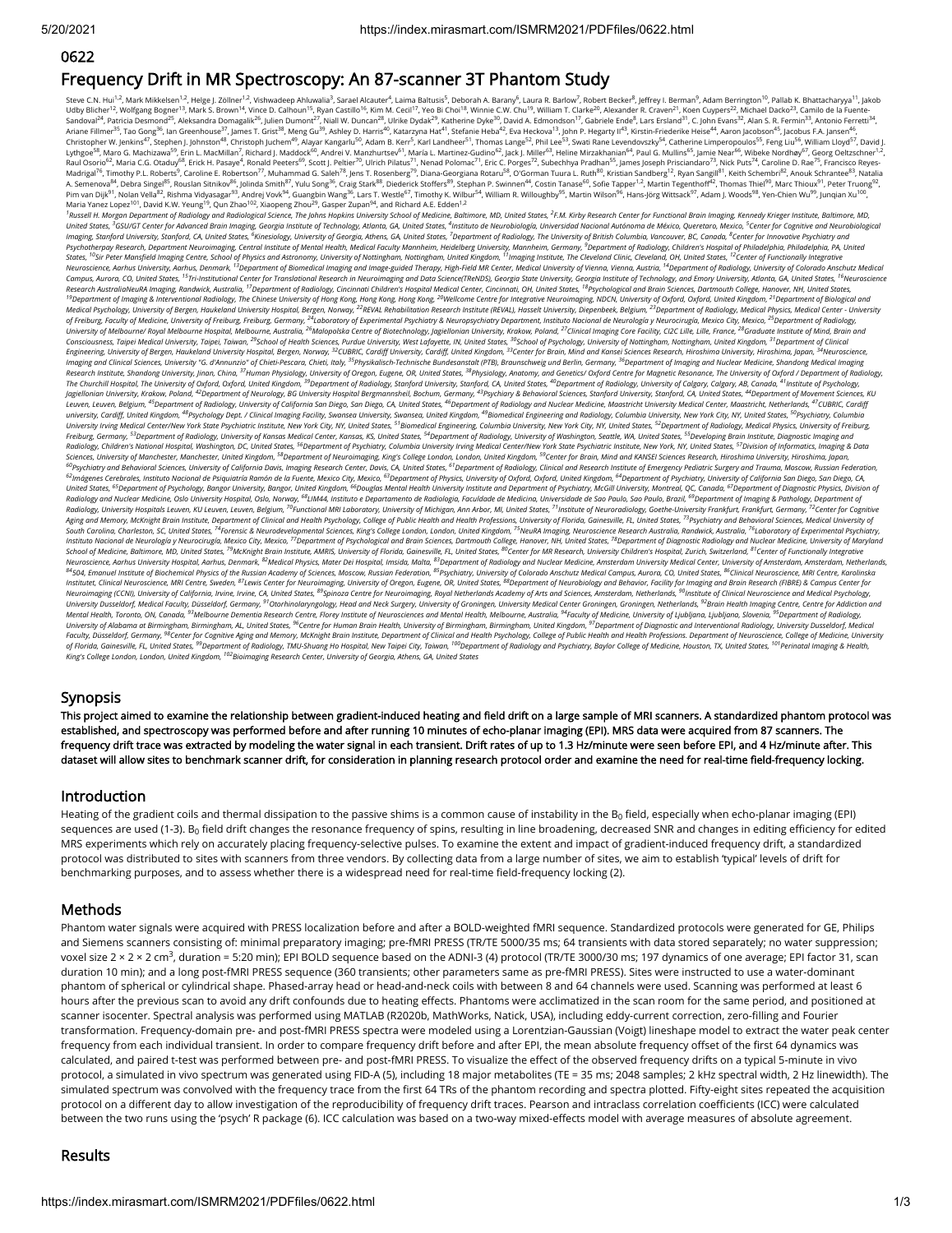0622

# Frequency Drift in MR Spectroscopy: An 87-scanner 3T Phantom Study

Steve C.N. Hui[1,2], Mark Mikkelsen[1,2], Helge J. Zöllner[1,2], Vishwadeep Ahluwalia[3], Sarael Alcauter[4], Laima Baltusis[5], Deborah A. Barany[6], Laura R. Barlow[7], Robert Becker[8], Jeffrey I. Berman[9], Adam Berrington[10], Pallab K. Bhattacharyya[11], Jakob Udby Blicher[12], Wolfgang Bogner[13], Mark S. Brown[14], Vince D. Calhoun[15], Ryan Castillo[16], Kim M. Cecil[17], Yeo Bi Choi[18], Winnie C.W. Chu[19], William T. Clarke[20], Alexander R. Craven[21], Koen Cuypers[22], Michael Dacko[23], Camilo de la Fuente-Sandoval[24], Patricia Desmond[25], Aleksandra Domagalik[26], Julien Dumont[27], Niall W. Duncan[28], Ulrike Dydak[29], Katherine Dyke[30], David A. Edmondson[17], Gabriele Ende[8], Lars Ersland[31], C. John Evans[32], Alan S. R. Fermin[33], Antonio Ferretti[34], Ariane Fillmer[35], Tao Gong[36], Ian Greenhouse[37], James T. Grist[38], Meng Gu[39], Ashley D. Harris[40], Katarzyna Hat[41], Stefanie Heba[42], Eva Heckova[13], John P. Hegarty II[43], Kirstin-Friederike Heise[44], Aaron Jacobson[45], Jacobus F.A. Jansen[46], Christopher W. Jenkins[47], Stephen J. Johnston[48], Christoph Juchem[49], Alayar Kangarlu[50], Adam B. Kerr[5], Karl Landheer[51], Thomas Lange[52], Phil Lee[53], Swati Rane Levendovszky[54], Catherine Limperopoulos[55], Feng Liu[56], William Lloyd[57], David J. Lythgoe[58], Maro G. Machizawa[59], Erin L. MacMillan[7], Richard J. Maddock[60], Andrei V. Manzhurtsev[61], María L. Martinez-Gudino[62], Jack J. Miller[63], Heline Mirzakhanian[64], Paul G. Mullins[65], Jamie Near[66], Wibeke Nordhøy[67], Georg Oeltzschner[1,2], Raul Osorio[62], Maria C.G. Otaduy[68], Erick H. Pasaye[4], Ronald Peeters[69], Scott J. Peltier[70], Ulrich Pilatus[71], Nenad Polomac[71], Eric C. Porges[72], Subechhya Pradhan[55], James Joseph Prisciandaro[73], Nick Puts[74], Caroline D. Rae[75], Francisco Reyes-Madrigal[76], Timothy P.L. Roberts[9], Caroline E. Robertson[77], Muhammad G. Saleh[78], Jens T. Rosenberg[79], Diana-Georgiana Rotaru[58], O'Gorman Tuura L. Ruth[80], Kristian Sandberg[12], Ryan Sangill[81], Keith Schembri[82], Anouk Schrantee[83], Natalia A. Semenova[84], Debra Singel[85], Rouslan Sitnikov[86], Jolinda Smith[87], Yulu Song[36], Craig Stark[88], Diederick Stoffers[89], Stephan P. Swinnen[44], Costin Tanase[60], Sofie Tapper[1,2], Martin Tegenthoff[42], Thomas Thiel[90], Marc Thioux[91], Peter Truong[92], Pim van Dijk[91], Nolan Vella[82], Rishma Vidyasagar[93], Andrej Vovk[94], Guangbin Wang[36], Lars T. Westlye[67], Timothy K. Wilbur[54], William R. Willoughby[95], Martin Wilson[96], Hans-Jörg Wittsack[97], Adam J. Woods[98], Yen-Chien Wu[99], Junqian Xu[100], Maria Yanez Lopez[101], David K.W. Yeung[19], Qun Zhao[102], Xiaopeng Zhou[29], Gasper Zupan[94], and Richard A.E. Edden[1,2]

[1]Russell H. Morgan Department of Radiology and Radiological Science, The Johns Hopkins University School of Medicine, Baltimore, MD, United States, [2]F.M. Kirby Research Center for Functional Brain Imaging, Kennedy Krieger Institute, Baltimore, MD, United States, [3]GSU/GT Center for Advanced Brain Imaging, Georgia Institute of Technology, Atlanta, GA, United States, [4]Instituto de Neurobiología, Universidad Nacional Autónoma de México, Queretaro, Mexico, [5]Center for Cognitive and Neurobiological Imaging, Stanford University, Stanford, CA, United States, [6]Kinesiology, University of Georgia, Athens, GA, United States, [7]Department of Radiology, The University of British Columbia, Vancouver, BC, Canada, [8]Center for Innovative Psychiatry and Psychotherapy Research, Department Neuroimaging, Central Institute of Mental Health, Medical Faculty Mannheim, Heidelberg University, Mannheim, Germany, [9]Department of Radiology, Children's Hospital of Philadelphia, Philadelphia, PA, United States, [10]Sir Peter Mansfield Imaging Centre, School of Physics and Astronomy, University of Nottingham, Nottingham, United Kingdom, [11]Imaging Institute, The Cleveland Clinic, Cleveland, OH, United States, [12]Center of Functionally Integrative Neuroscience, Aarhus University, Aarhus, Denmark, [13]Department of Biomedical Imaging and Image-guided Therapy, High-Field MR Center, Medical University of Vienna, Vienna, Austria, [14]Department of Radiology, University of Colorado Anschutz Medical Campus, Aurora, CO, United States, [15]Tri-Institutional Center for Translational Research in Neuroimaging and Data Science(TReNDS), Georgia State University, Georgia Institute of Technology, and Emory University, Atlanta, GA, United States, [16]Neuroscience Research AustraliaNeuRA Imaging, Randwick, Australia, [17]Department of Radiology, Cincinnati Children's Hospital Medical Center, Cincinnati, OH, United States, [18]Psychological and Brain Sciences, Dartmouth College, Hanover, NH, United States, [19]Department of Imaging & Interventional Radiology, The Chinese University of Hong Kong, Hong Kong, Hong Kong, [20]Wellcome Centre for Integrative Neuroimaging, NDCN, University of Oxford, Oxford, United Kingdom, [21]Department of Biological and Medical Psychology, University of Bergen, Haukeland University Hospital, Bergen, Norway, [22]REVAL Rehabilitation Research Institute (REVAL), Hasselt University, Diepenbeek, Belgium, [23]Department of Radiology, Medical Physics, Medical Center - University of Freiburg, Faculty of Medicine, University of Freiburg, Freiburg, Germany, [24]Laboratory of Experimental Psychiatry & Neuropsychiatry Department, Instituto Nacional de Neurología y Neurocirugía, Mexico City, Mexico, [25]Department of Radiology, University of Melbourne/ Royal Melbourne Hospital, Melbourne, Australia, [26]Malopolska Centre of Biotechnology, Jagiellonian University, Krakow, Poland, [27]Clinical Imaging Core Facility, CI2C Lille, Lille, France, [28]Graduate Institute of Mind, Brain and Consciousness, Taipei Medical University, Taipei, Taiwan, [29]School of Health Sciences, Purdue University, West Lafayette, IN, United States, [30]School of Psychology, University of Nottingham, Nottingham, United Kingdom, [31]Department of Clinical Engineering, University of Bergen, Haukeland University Hospital, Bergen, Norway, [32]CUBRIC, Cardiff University, Cardiff, United Kingdom, [33]Center for Brain, Mind and Kansei Sciences Research, Hiroshima University, Hiroshima, Japan, [34]Neuroscience, Imaging and Clinical Sciences, University "G. d'Annunzio" of Chieti-Pescara, Chieti, Italy, [35]Physikalisch-Technische Bundesanstalt (PTB), Braunschweig and Berlin, Germany, [36]Department of Imaging and Nuclear Medicine, Shandong Medical Imaging Research Institute, Shandong University, Jinan, China, [37]Human Physiology, University of Oregon, Eugene, OR, United States, [38]Physiology, Anatomy, and Genetics/ Oxford Centre for Magnetic Resonance, The University of Oxford / Department of Radiology, The Churchill Hospital, The University of Oxford, Oxford, United Kingdom, [39]Department of Radiology, Stanford University, Stanford, CA, United States, [40]Department of Radiology, University of Calgary, Calgary, AB, Canada, [41]Institute of Psychology, Jagiellonian University, Krakow, Poland, [42]Department of Neurology, BG University Hospital Bergmannsheil, Bochum, Germany, [43]Psychiatry & Behavioral Sciences, Stanford University, Stanford, CA, United States, [44]Department of Movement Sciences, KU Leuven, Leuven, Belgium, [45]Department of Radiology, University of California San Diego, San Diego, CA, United States, [46]Department of Radiology and Nuclear Medicine, Maastricht University Medical Center, Maastricht, Netherlands, [47]CUBRIC, Cardiff university, Cardiff, United Kingdom, [48]Psychology Dept. / Clinical Imaging Facility, Swansea University, Swansea, United Kingdom, [49]Biomedical Engineering and Radiology, Columbia University, New York City, NY, United States, [50]Psychiatry, Columbia University Irving Medical Center/New York State Psychiatric Institute, New York City, NY, United States, [51]Biomedical Engineering, Columbia University, New York City, NY, United States, [52]Department of Radiology, Medical Physics, University of Freiburg, Freiburg, Germany, [53]Department of Radiology, University of Kansas Medical Center, Kansas, KS, United States, [54]Department of Radiology, University of Washington, Seattle, WA, United States, [55]Developing Brain Institute, Diagnostic Imaging and Radiology, Children's National Hospital, Washington, DC, United States, [56]Department of Psychiatry, Columbia University Irving Medical Center/New York State Psychiatric Institute, New York, NY, United States, [57]Division of Informatics, Imaging & Data Sciences, University of Manchester, Manchester, United Kingdom, [58]Department of Neuroimaging, King's College London, London, United Kingdom, [59]Center for Brain, Mind and KANSEI Sciences Research, Hiroshima University, Hiroshima, Japan, [60]Psychiatry and Behavioral Sciences, University of California Davis, Imaging Research Center, Davis, CA, United States, [61]Department of Radiology, Clinical and Research Institute of Emergency Pediatric Surgery and Trauma, Moscow, Russian Federation, [62]Imágenes Cerebrales, Instituto Nacional de Psiquiatría Ramón de la Fuente, Mexico City, Mexico, [63]Department of Physics, University of Oxford, Oxford, United Kingdom, [64]Department of Psychiatry, University of California San Diego, San Diego, CA, United States, [65]Department of Psychology, Bangor University, Bangor, United Kingdom, [66]Douglas Mental Health University Institute and Department of Psychiatry, McGill University, Montreal, QC, Canada, [67]Department of Diagnostic Physics, Division of Radiology and Nuclear Medicine, Oslo University Hospital, Oslo, Norway, [68]LIM44, Instituto e Departamento de Radiologia, Faculdade de Medicina, Universidade de Sao Paulo, Sao Paulo, Brazil, [69]Department of Imaging & Pathology, Department of Radiology, University Hospitals Leuven, KU Leuven, Leuven, Belgium, [70]Functional MRI Laboratory, University of Michigan, Ann Arbor, MI, United States, [71]Institute of Neuroradiology, Goethe-University Frankfurt, Frankfurt, Germany, [72]Center for Cognitive Aging and Memory, McKnight Brain Institute, Department of Clinical and Health Psychology, College of Public Health and Health Professions, University of Florida, Gainesville, FL, United States, [73]Psychiatry and Behavioral Sciences, Medical University of South Carolina, Charleston, SC, United States, [74]Forensic & Neurodevelopmental Sciences, King's College London, London, United Kingdom, [75]NeuRA Imaging, Neuroscience Research Australia, Randwick, Australia, [76]Laboratory of Experimental Psychiatry, Instituto Nacional de Neurología y Neurocirugía, Mexico City, Mexico, [77]Department of Psychological and Brain Sciences, Dartmouth College, Hanover, NH, United States, [78]Department of Diagnostic Radiology and Nuclear Medicine, University of Maryland School of Medicine, Baltimore, MD, United States, [79]McKnight Brain Institute, AMRIS, University of Florida, Gainesville, FL, United States, [80]Center for MR Research, University Children's Hospital, Zurich, Switzerland, [81]Center of Functionally Integrative Neuroscience, Aarhus University Hospital, Aarhus, Denmark, [82]Medical Physics, Mater Dei Hospital, Imsida, Malta, [83]Department of Radiology and Nuclear Medicine, Amsterdam University Medical Center, University of Amsterdam, Amsterdam, Netherlands, [84]504, Emanuel Institute of Biochemical Physics of the Russian Academy of Sciences, Moscow, Russian Federation, [85]Psychiatry, University of Colorado Anschutz Medical Campus, Aurora, CO, United States, [86]Clinical Neuroscience, MRI Centre, Karolinska Institutet, Clinical Neuroscience, MRI Centre, Sweden, [87]Lewis Center for Neuroimaging, University of Oregon, Eugene, OR, United States, [88]Department of Neurobiology and Behavior, Facility for Imaging and Brain Research (FIBRE) & Campus Center for Neuroimaging (CCNI), University of California, Irvine, Irvine, CA, United States, [89]Spinoza Centre for Neuroimaging, Royal Netherlands Academy of Arts and Sciences, Amsterdam, Netherlands, [90]Institute of Clinical Neuroscience and Medical Psychology, University Dusseldorf, Medical Faculty, Düsseldorf, Germany, [91]Otorhinolaryngology, Head and Neck Surgery, University of Groningen, University Medical Center Groningen, Groningen, Netherlands, [92]Brain Health Imaging Centre, Centre for Addiction and Mental Health, Toronto, ON, Canada, [93]Melbourne Dementia Research Centre, Florey Institute of Neurosciences and Mental Health, Melbourne, Australia, [94]Faculty of Medicine, University of Ljubljana, Ljubljana, Slovenia, [95]Department of Radiology, University of Alabama at Birmingham, Birmingham, AL, United States, [96]Centre for Human Brain Health, University of Birmingham, Birmingham, United Kingdom, [97]Department of Diagnostic and Interventional Radiology, University Dusseldorf, Medical Faculty, Düsseldorf, Germany, [98]Center for Cognitive Aging and Memory, McKnight Brain Institute, Department of Clinical and Health Psychology, College of Public Health and Health Professions. Department of Neuroscience, College of Medicine, University of Florida, Gainesville, FL, United States, [99]Department of Radiology, TMU-Shuang Ho Hospital, New Taipei City, Taiwan, [100]Department of Radiology and Psychiatry, Baylor College of Medicine, Houston, TX, United States, [101]Perinatal Imaging & Health, King's College London, London, United Kingdom, [102]Bioimaging Research Center, University of Georgia, Athens, GA, United States

## Synopsis

**This project aimed to examine the relationship between gradient-induced heating and field drift on a large sample of MRI scanners. A standardized phantom protocol was established, and spectroscopy was performed before and after running 10 minutes of echo-planar imaging (EPI). MRS data were acquired from 87 scanners. The frequency drift trace was extracted by modeling the water signal in each transient. Drift rates of up to 1.3 Hz/minute were seen before EPI, and 4 Hz/minute after. This dataset will allow sites to benchmark scanner drift, for consideration in planning research protocol order and examine the need for real-time field-frequency locking.**

## Introduction

Heating of the gradient coils and thermal dissipation to the passive shims is a common cause of instability in the $B_0$ field, especially when echo-planar imaging (EPI) sequences are used (1-3). $B_0$ field drift changes the resonance frequency of spins, resulting in line broadening, decreased SNR and changes in editing efficiency for edited MRS experiments which rely on accurately placing frequency-selective pulses. To examine the extent and impact of gradient-induced frequency drift, a standardized protocol was distributed to sites with scanners from three vendors. By collecting data from a large number of sites, we aim to establish 'typical' levels of drift for benchmarking purposes, and to assess whether there is a widespread need for real-time field-frequency locking (2).

## Methods

Phantom water signals were acquired with PRESS localization before and after a BOLD-weighted fMRI sequence. Standardized protocols were generated for GE, Philips and Siemens scanners consisting of: minimal preparatory imaging; pre-fMRI PRESS (TR/TE 5000/35 ms; 64 transients with data stored separately; no water suppression; voxel size 2 × 2 × 2 $cm^3$, duration = 5:20 min); EPI BOLD sequence based on the ADNI-3 (4) protocol (TR/TE 3000/30 ms; 197 dynamics of one average; EPI factor 31, scan duration 10 min); and a long post-fMRI PRESS sequence (360 transients; other parameters same as pre-fMRI PRESS). Sites were instructed to use a water-dominant phantom of spherical or cylindrical shape. Phased-array head or head-and-neck coils with between 8 and 64 channels were used. Scanning was performed at least 6 hours after the previous scan to avoid any drift confounds due to heating effects. Phantoms were acclimatized in the scan room for the same period, and positioned at scanner isocenter. Spectral analysis was performed using MATLAB (R2020b, MathWorks, Natick, USA), including eddy-current correction, zero-filling and Fourier transformation. Frequency-domain pre- and post-fMRI PRESS spectra were modeled using a Lorentzian-Gaussian (Voigt) lineshape model to extract the water peak center frequency from each individual transient. In order to compare frequency drift before and after EPI, the mean absolute frequency offset of the first 64 dynamics was calculated, and paired t-test was performed between pre- and post-fMRI PRESS. To visualize the effect of the observed frequency drifts on a typical 5-minute in vivo protocol, a simulated in vivo spectrum was generated using FID-A (5), including 18 major metabolites (TE = 35 ms; 2048 samples; 2 kHz spectral width, 2 Hz linewidth). The simulated spectrum was convolved with the frequency trace from the first 64 TRs of the phantom recording and spectra plotted. Fifty-eight sites repeated the acquisition protocol on a different day to allow investigation of the reproducibility of frequency drift traces. Pearson and intraclass correlation coefficients (ICC) were calculated between the two runs using the 'psych' R package (6). ICC calculation was based on a two-way mixed-effects model with average measures of absolute agreement.

## Results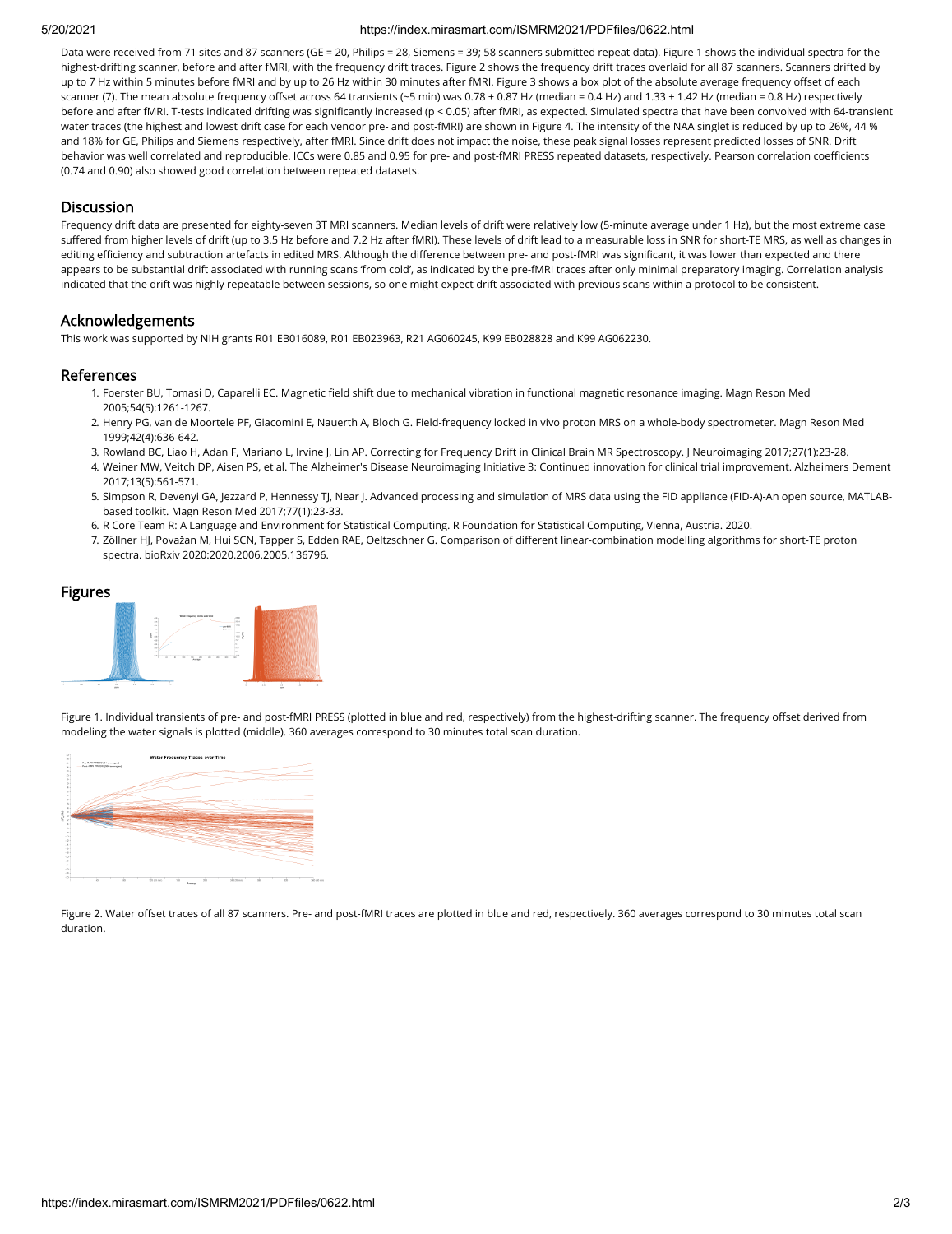Data were received from 71 sites and 87 scanners (GE = 20, Philips = 28, Siemens = 39; 58 scanners submitted repeat data). Figure 1 shows the individual spectra for the highest-drifting scanner, before and after fMRI, with the frequency drift traces. Figure 2 shows the frequency drift traces overlaid for all 87 scanners. Scanners drifted by up to 7 Hz within 5 minutes before fMRI and by up to 26 Hz within 30 minutes after fMRI. Figure 3 shows a box plot of the absolute average frequency offset of each scanner (7). The mean absolute frequency offset across 64 transients (~5 min) was 0.78 ± 0.87 Hz (median = 0.4 Hz) and 1.33 ± 1.42 Hz (median = 0.8 Hz) respectively before and after fMRI. T-tests indicated drifting was significantly increased ($p < 0.05$) after fMRI, as expected. Simulated spectra that have been convolved with 64-transient water traces (the highest and lowest drift case for each vendor pre- and post-fMRI) are shown in Figure 4. The intensity of the NAA singlet is reduced by up to 26%, 44 % and 18% for GE, Philips and Siemens respectively, after fMRI. Since drift does not impact the noise, these peak signal losses represent predicted losses of SNR. Drift behavior was well correlated and reproducible. ICCs were 0.85 and 0.95 for pre- and post-fMRI PRESS repeated datasets, respectively. Pearson correlation coefficients (0.74 and 0.90) also showed good correlation between repeated datasets.

## Discussion

Frequency drift data are presented for eighty-seven 3T MRI scanners. Median levels of drift were relatively low (5-minute average under 1 Hz), but the most extreme case suffered from higher levels of drift (up to 3.5 Hz before and 7.2 Hz after fMRI). These levels of drift lead to a measurable loss in SNR for short-TE MRS, as well as changes in editing efficiency and subtraction artefacts in edited MRS. Although the difference between pre- and post-fMRI was significant, it was lower than expected and there appears to be substantial drift associated with running scans 'from cold', as indicated by the pre-fMRI traces after only minimal preparatory imaging. Correlation analysis indicated that the drift was highly repeatable between sessions, so one might expect drift associated with previous scans within a protocol to be consistent.

## Acknowledgements

This work was supported by NIH grants R01 EB016089, R01 EB023963, R21 AG060245, K99 EB028828 and K99 AG062230.

## References

1. Foerster BU, Tomasi D, Caparelli EC. Magnetic field shift due to mechanical vibration in functional magnetic resonance imaging. Magn Reson Med 2005;54(5):1261-1267.
2. Henry PG, van de Moortele PF, Giacomini E, Nauerth A, Bloch G. Field-frequency locked in vivo proton MRS on a whole-body spectrometer. Magn Reson Med 1999;42(4):636-642.
3. Rowland BC, Liao H, Adan F, Mariano L, Irvine J, Lin AP. Correcting for Frequency Drift in Clinical Brain MR Spectroscopy. J Neuroimaging 2017;27(1):23-28.
4. Weiner MW, Veitch DP, Aisen PS, et al. The Alzheimer's Disease Neuroimaging Initiative 3: Continued innovation for clinical trial improvement. Alzheimers Dement 2017;13(5):561-571.
5. Simpson R, Devenyi GA, Jezzard P, Hennessy TJ, Near J. Advanced processing and simulation of MRS data using the FID appliance (FID-A)-An open source, MATLAB-based toolkit. Magn Reson Med 2017;77(1):23-33.
6. R Core Team R: A Language and Environment for Statistical Computing. R Foundation for Statistical Computing, Vienna, Austria. 2020.
7. Zöllner HJ, Považan M, Hui SCN, Tapper S, Edden RAE, Oeltzschner G. Comparison of different linear-combination modelling algorithms for short-TE proton spectra. bioRxiv 2020:2020.2006.2005.136796.

## Figures

Figure 1. Individual transients of pre- and post-fMRI PRESS (plotted in blue and red, respectively) from the highest-drifting scanner. The frequency offset derived from modeling the water signals is plotted (middle). 360 averages correspond to 30 minutes total scan duration.

Figure 2. Water offset traces of all 87 scanners. Pre- and post-fMRI traces are plotted in blue and red, respectively. 360 averages correspond to 30 minutes total scan duration.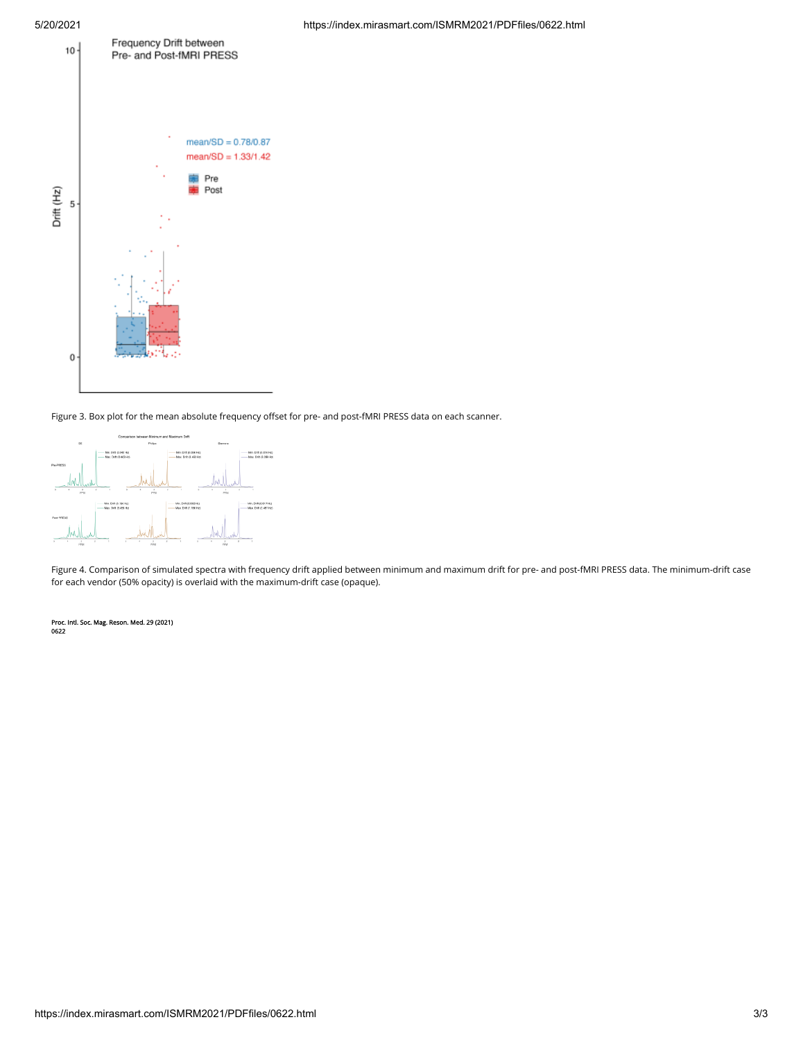Frequency Drift between
Pre- and Post-fMRI PRESS

10
5
0
Drift (Hz)

mean/SD = 0.78/0.87
mean/SD = 1.33/1.42

Pre
Post

Figure 3. Box plot for the mean absolute frequency offset for pre- and post-fMRI PRESS data on each scanner.

Comparison between Minimum and Maximum Drift

Figure 4. Comparison of simulated spectra with frequency drift applied between minimum and maximum drift for pre- and post-fMRI PRESS data. The minimum-drift case for each vendor (50% opacity) is overlaid with the maximum-drift case (opaque).

Proc. Intl. Soc. Mag. Reson. Med. 29 (2021)
0622